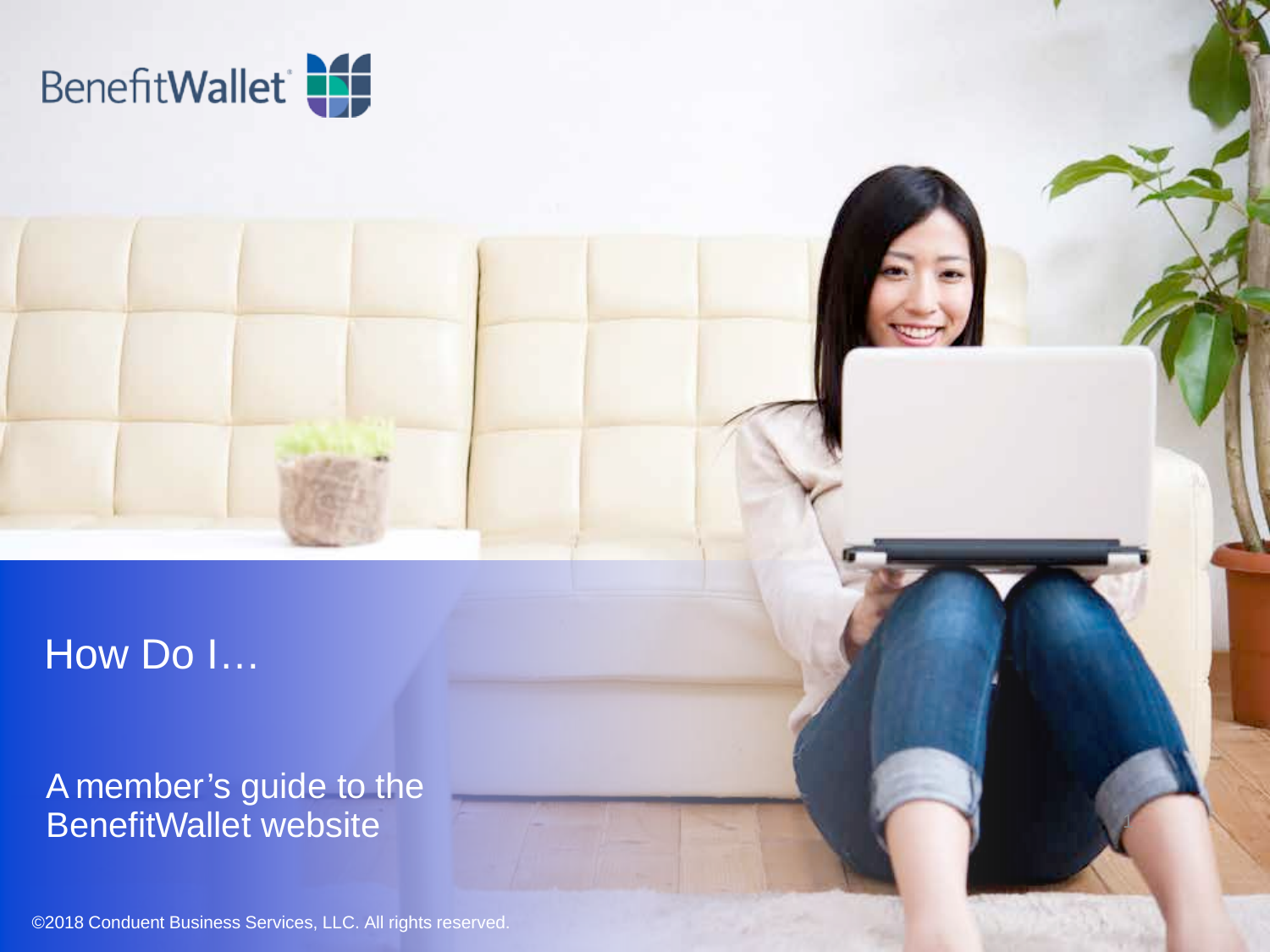BenefitWallet

# How Do I…

A member's guide to the BenefitWallet website

©2018 Conduent Business Services, LLC. All rights reserved.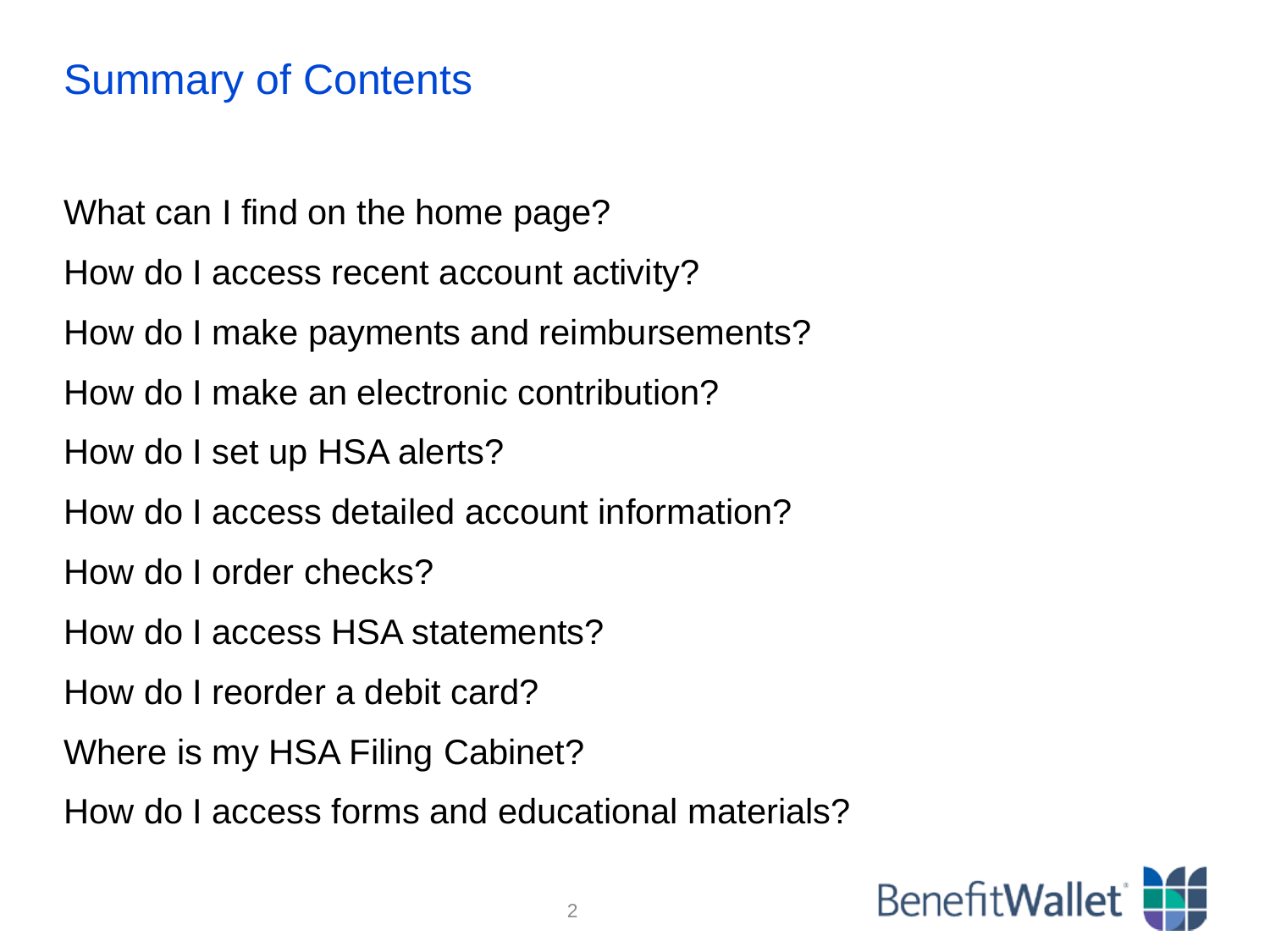# Summary of Contents

What can I find on the home page?

How do I access recent account activity?

How do I make payments and reimbursements?

How do I make an electronic contribution?

How do I set up HSA alerts?

How do I access detailed account information?

How do I order checks?

How do I access HSA statements?

How do I reorder a debit card?

Where is my HSA Filing Cabinet?

How do I access forms and educational materials?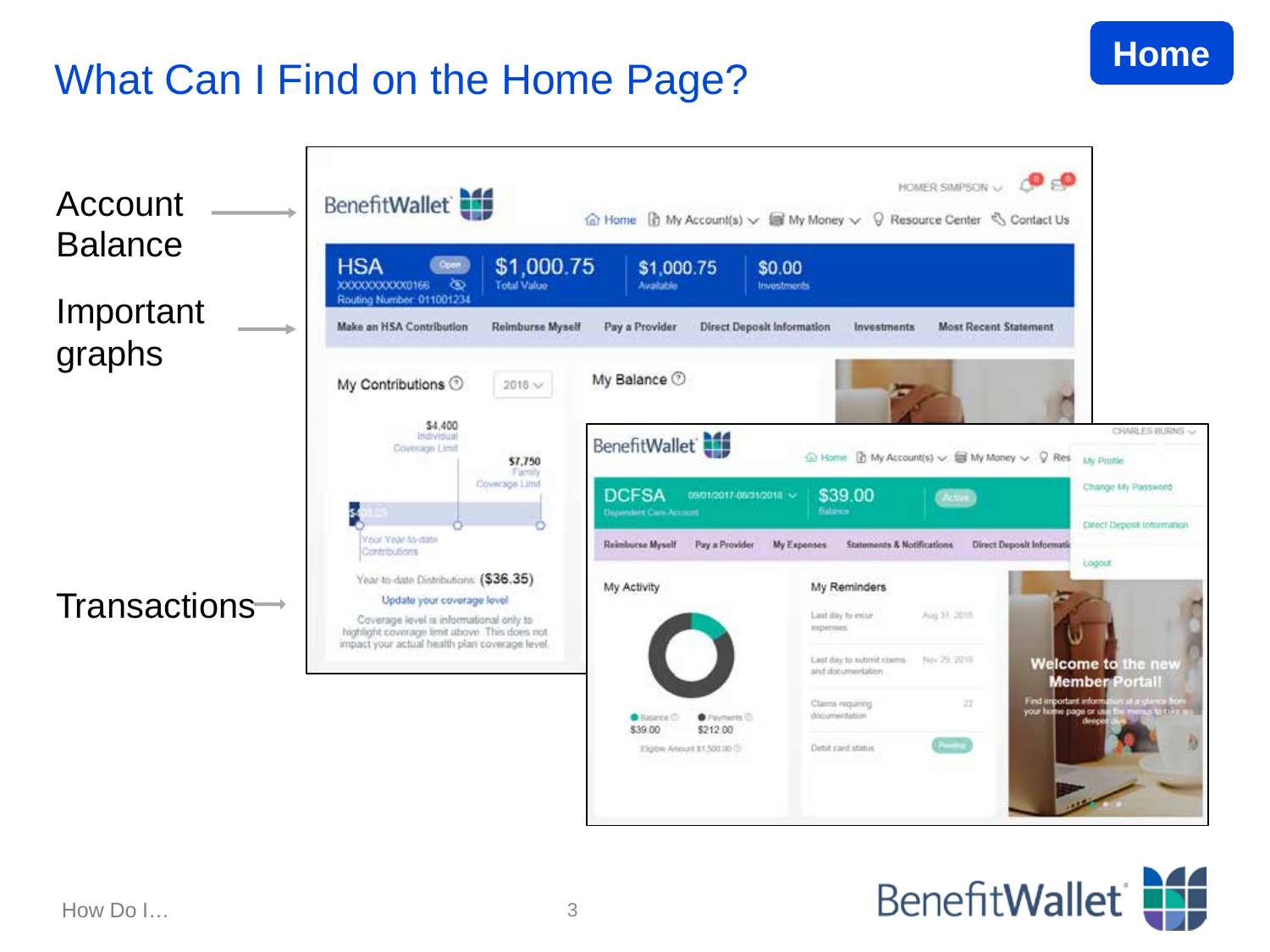# What Can I Find on the Home Page?

Home

Account Balance

Important graphs

Transactions

BenefitWallet

HOMER SIMPSON

Home | My Account(s) | My Money | Resource Center | Contact Us

HSA Open
XXXXXXXXXX0166
Routing Number: 011001234

$1,000.75 Total Value | $1,000.75 Available | $0.00 Investments

Make an HSA Contribution | Reimburse Myself | Pay a Provider | Direct Deposit Information | Investments | Most Recent Statement

My Contributions 2018

$4,400 Individual Coverage Limit

$7,750 Family Coverage Limit

Your Year-to-date Contributions

Year-to-date Distributions ($36.35)

Update your coverage level

Coverage level is informational only to highlight coverage limit above. This does not impact your actual health plan coverage level.

My Balance

BenefitWallet

CHARLES BURNS

Home | My Account(s) | My Money | Res

My Profile

Change My Password

Direct Deposit Information

Logout

DCFSA 09/01/2017-08/31/2018
Dependent Care Account

$39.00 Balance

Active

Reimburse Myself | Pay a Provider | My Expenses | Statements & Notifications | Direct Deposit Information

My Activity

Balance $39.00

Payments $212.00

Eligible Amount $1,500.00

My Reminders

Last day to incur expenses — Aug 31, 2018

Last day to submit claims and documentation — Nov 29, 2018

Claims requiring documentation — 22

Debit card status — Pending

Welcome to the new Member Portal!

Find important information at a glance from your home page or use the menus to take a deeper dive.

How Do I…

BenefitWallet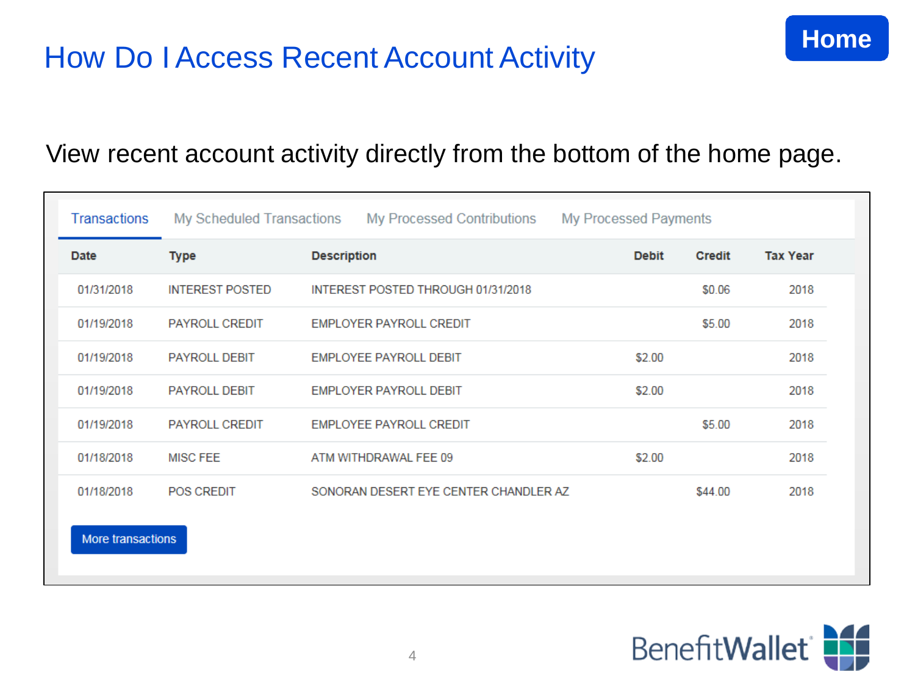# How Do I Access Recent Account Activity

Home

View recent account activity directly from the bottom of the home page.

Transactions | My Scheduled Transactions | My Processed Contributions | My Processed Payments

| Date | Type | Description | Debit | Credit | Tax Year |
|---|---|---|---|---|---|
| 01/31/2018 | INTEREST POSTED | INTEREST POSTED THROUGH 01/31/2018 | | $0.06 | 2018 |
| 01/19/2018 | PAYROLL CREDIT | EMPLOYER PAYROLL CREDIT | | $5.00 | 2018 |
| 01/19/2018 | PAYROLL DEBIT | EMPLOYEE PAYROLL DEBIT | $2.00 | | 2018 |
| 01/19/2018 | PAYROLL DEBIT | EMPLOYER PAYROLL DEBIT | $2.00 | | 2018 |
| 01/19/2018 | PAYROLL CREDIT | EMPLOYEE PAYROLL CREDIT | | $5.00 | 2018 |
| 01/18/2018 | MISC FEE | ATM WITHDRAWAL FEE 09 | $2.00 | | 2018 |
| 01/18/2018 | POS CREDIT | SONORAN DESERT EYE CENTER CHANDLER AZ | | $44.00 | 2018 |

More transactions

BenefitWallet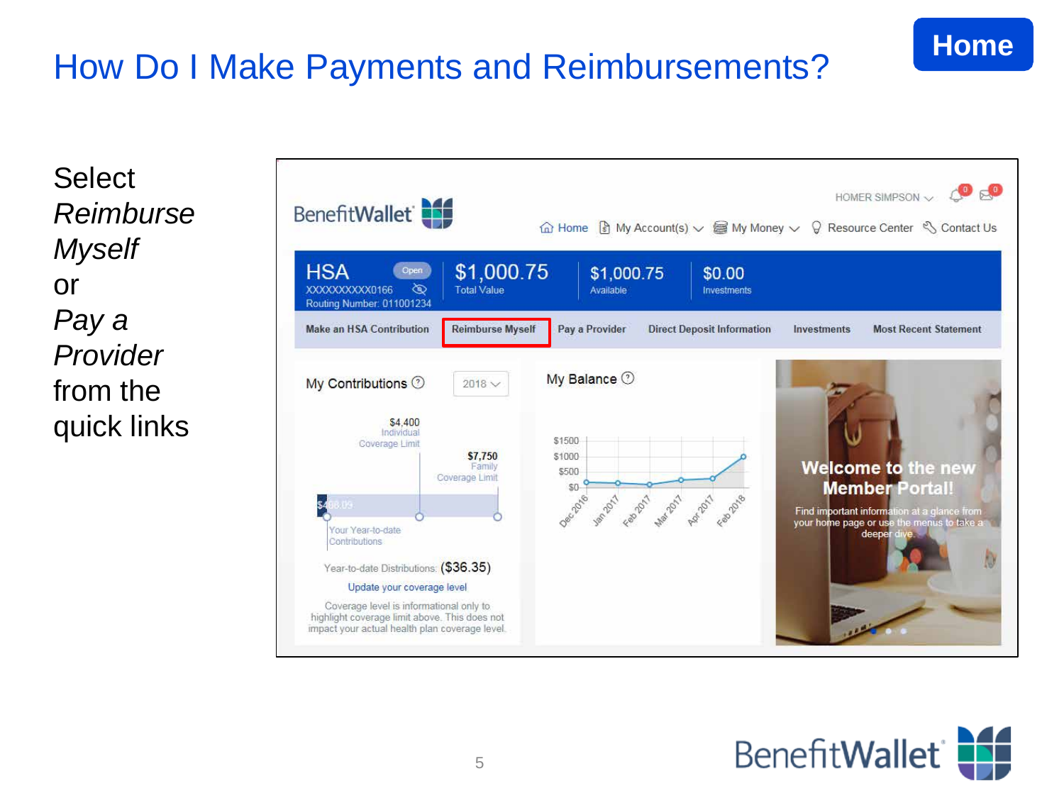# How Do I Make Payments and Reimbursements?

Home

Select *Reimburse Myself* or *Pay a Provider* from the quick links

BenefitWallet

HOMER SIMPSON

Home | My Account(s) | My Money | Resource Center | Contact Us

HSA Open
XXXXXXXXXX0166
Routing Number: 011001234

$1,000.75 Total Value

$1,000.75 Available

$0.00 Investments

Make an HSA Contribution | Reimburse Myself | Pay a Provider | Direct Deposit Information | Investments | Most Recent Statement

My Contributions 2018

$4,400 Individual Coverage Limit

$7,750 Family Coverage Limit

$498.09

Your Year-to-date Contributions

Year-to-date Distributions: ($36.35)

Update your coverage level

Coverage level is informational only to highlight coverage limit above. This does not impact your actual health plan coverage level.

My Balance

$1500
$1000
$500
$0

Dec 2016, Jan 2017, Feb 2017, Mar 2017, Apr 2017, Feb 2018

Welcome to the new Member Portal!

Find important information at a glance from your home page or use the menus to take a deeper dive.

BenefitWallet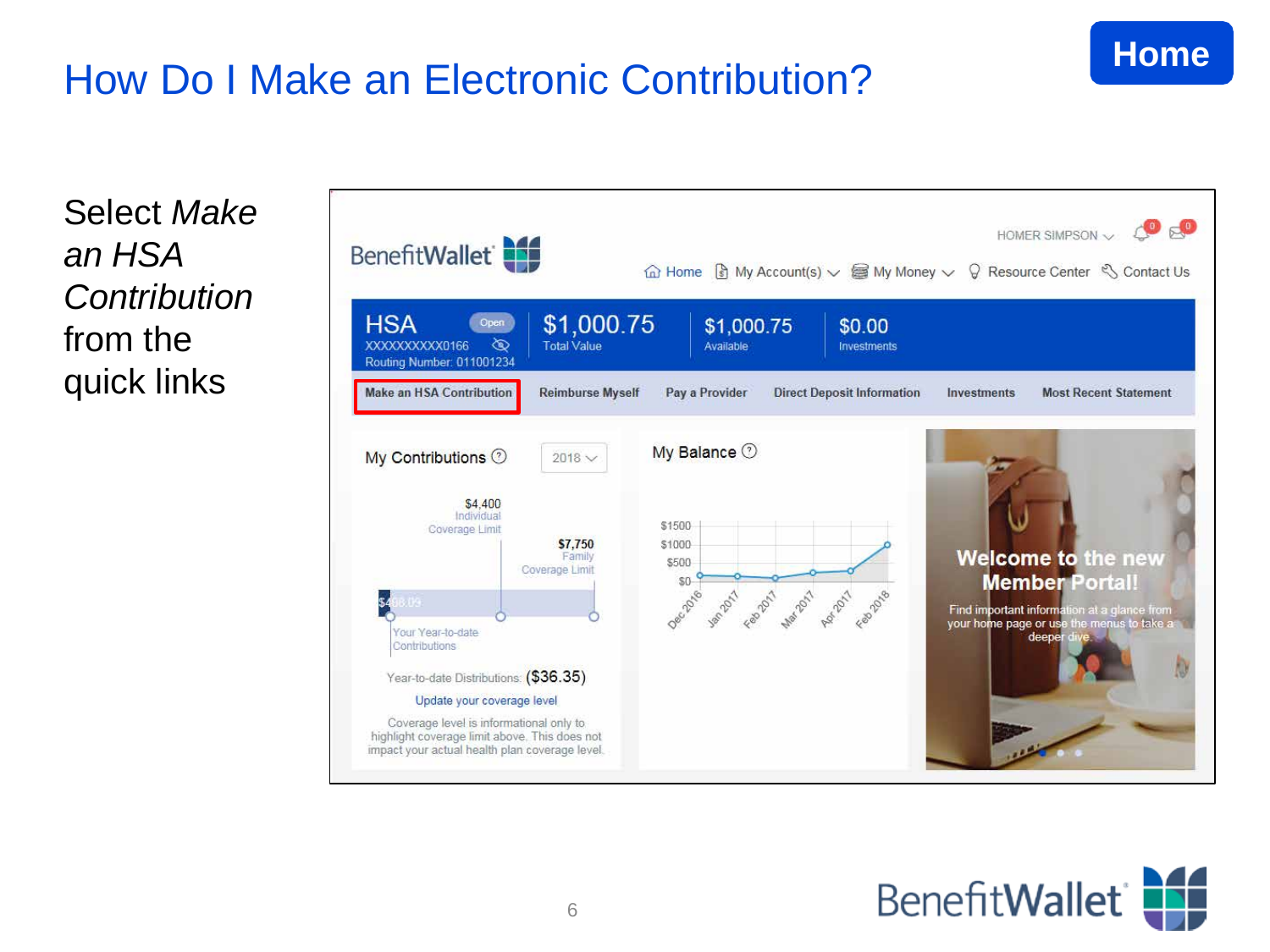# How Do I Make an Electronic Contribution?

Select *Make an HSA Contribution* from the quick links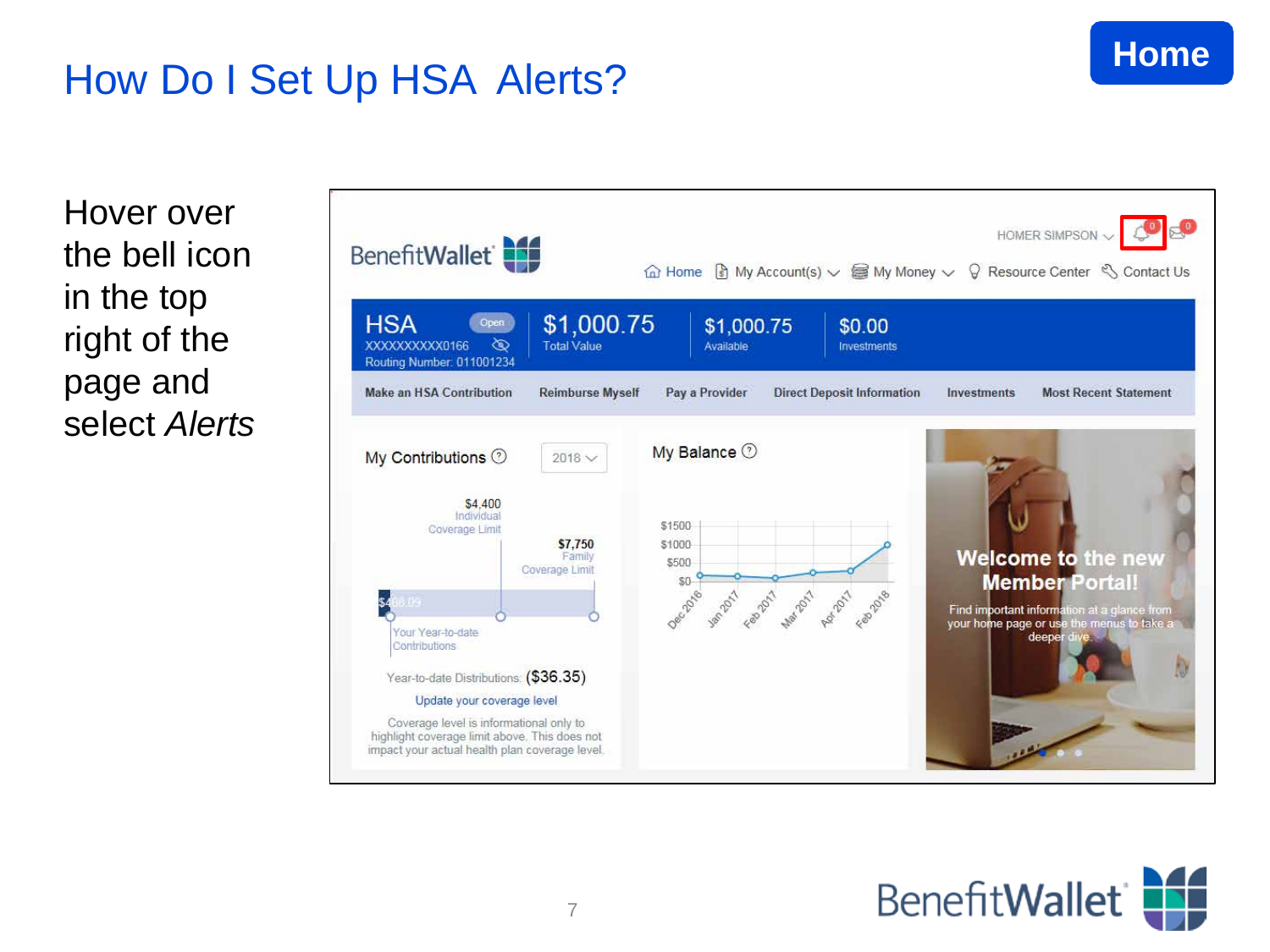# How Do I Set Up HSA Alerts?

Hover over the bell icon in the top right of the page and select *Alerts*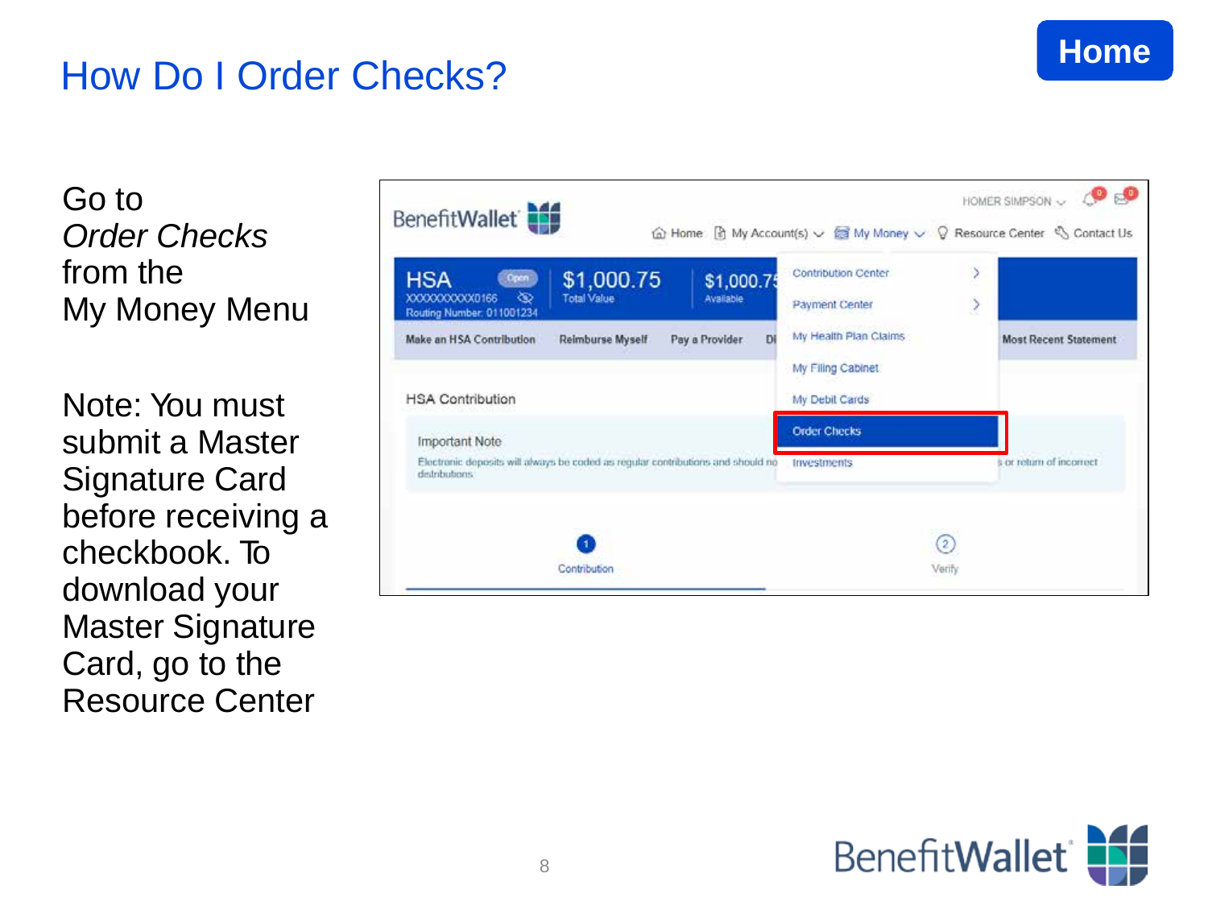# How Do I Order Checks?

Go to *Order Checks* from the My Money Menu

Note: You must submit a Master Signature Card before receiving a checkbook. To download your Master Signature Card, go to the Resource Center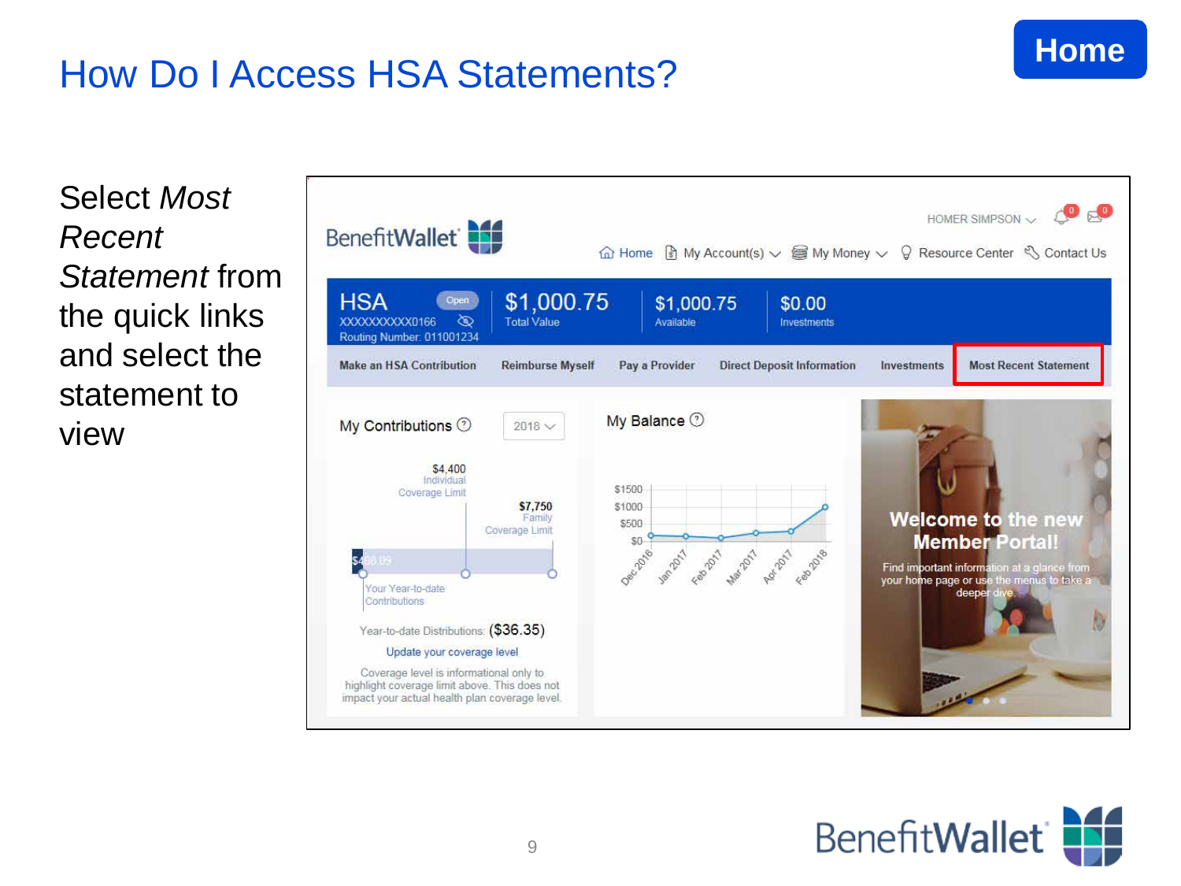# How Do I Access HSA Statements?

Select *Most Recent Statement* from the quick links and select the statement to view

BenefitWallet

Home | My Account(s) | My Money | Resource Center | Contact Us

HOMER SIMPSON

HSA Open
XXXXXXXXXX0166
Routing Number: 011001234

$1,000.75 Total Value

$1,000.75 Available

$0.00 Investments

Make an HSA Contribution | Reimburse Myself | Pay a Provider | Direct Deposit Information | Investments | Most Recent Statement

My Contributions 2018

$4,400 Individual Coverage Limit

$7,750 Family Coverage Limit

$498.09 Your Year-to-date Contributions

Year-to-date Distributions: ($36.35)

Update your coverage level

Coverage level is informational only to highlight coverage limit above. This does not impact your actual health plan coverage level.

My Balance

$1500
$1000
$500
$0

Dec 2016, Jan 2017, Feb 2017, Mar 2017, Apr 2017, Feb 2018

Welcome to the new Member Portal!

Find important information at a glance from your home page or use the menus to take a deeper dive.

BenefitWallet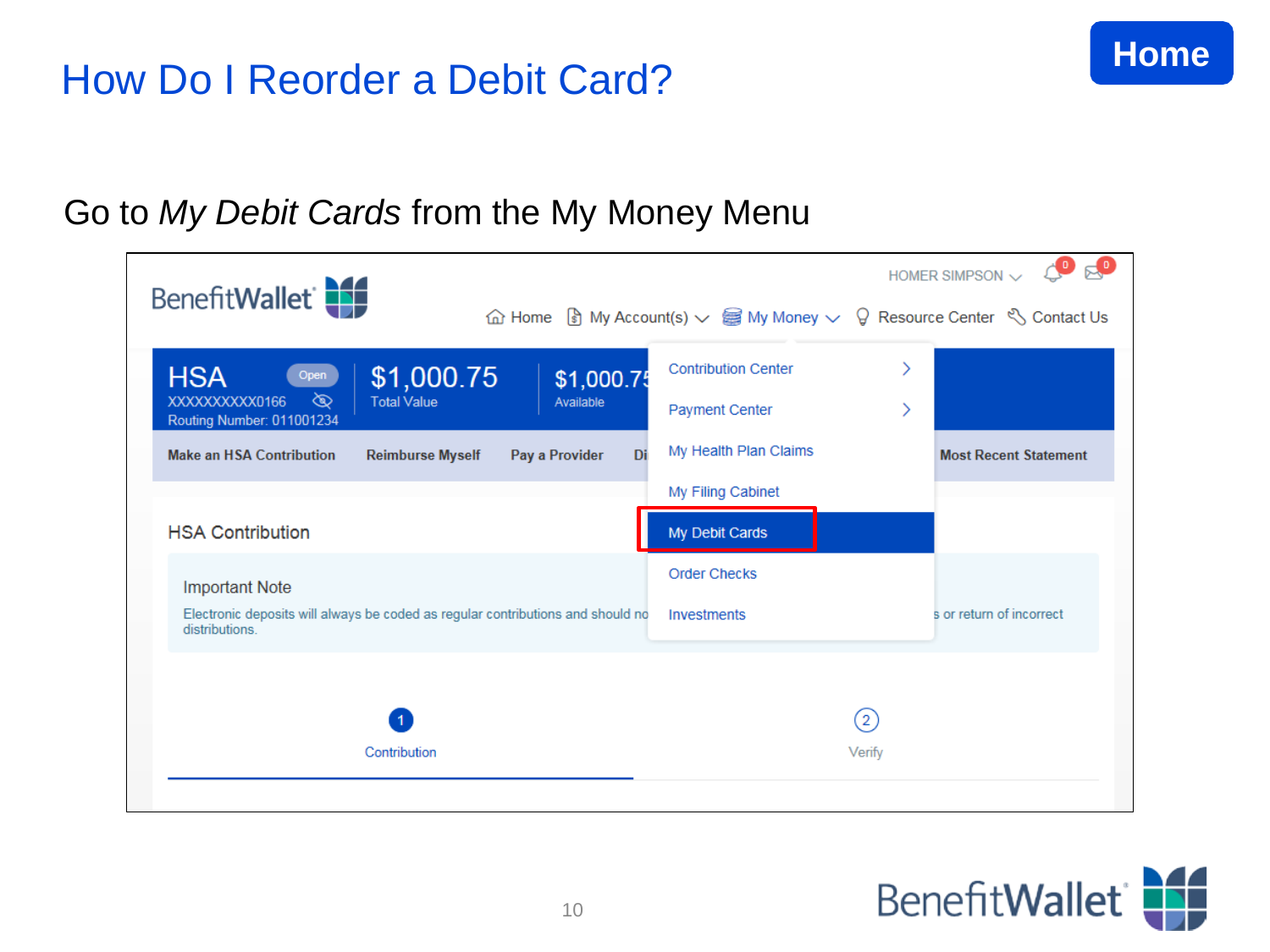# How Do I Reorder a Debit Card?

Go to *My Debit Cards* from the My Money Menu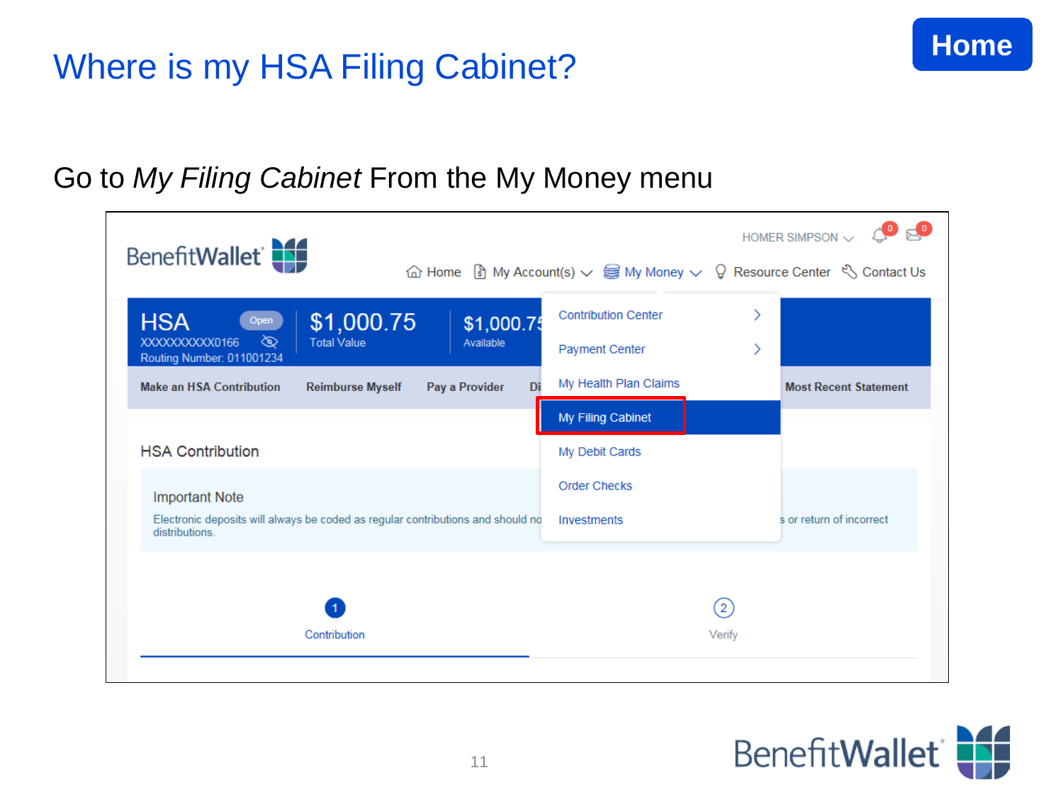# Where is my HSA Filing Cabinet?

Home

Go to *My Filing Cabinet* From the My Money menu

BenefitWallet

HOMER SIMPSON

Home | My Account(s) | My Money | Resource Center | Contact Us

HSA Open
XXXXXXXXXX0166
Routing Number: 011001234

$1,000.75
Total Value

$1,000.75
Available

- Contribution Center
- Payment Center
- My Health Plan Claims
- My Filing Cabinet
- My Debit Cards
- Order Checks
- Investments

Make an HSA Contribution | Reimburse Myself | Pay a Provider | Di... | Most Recent Statement

HSA Contribution

Important Note

Electronic deposits will always be coded as regular contributions and should no... s or return of incorrect distributions.

1 Contribution

2 Verify

BenefitWallet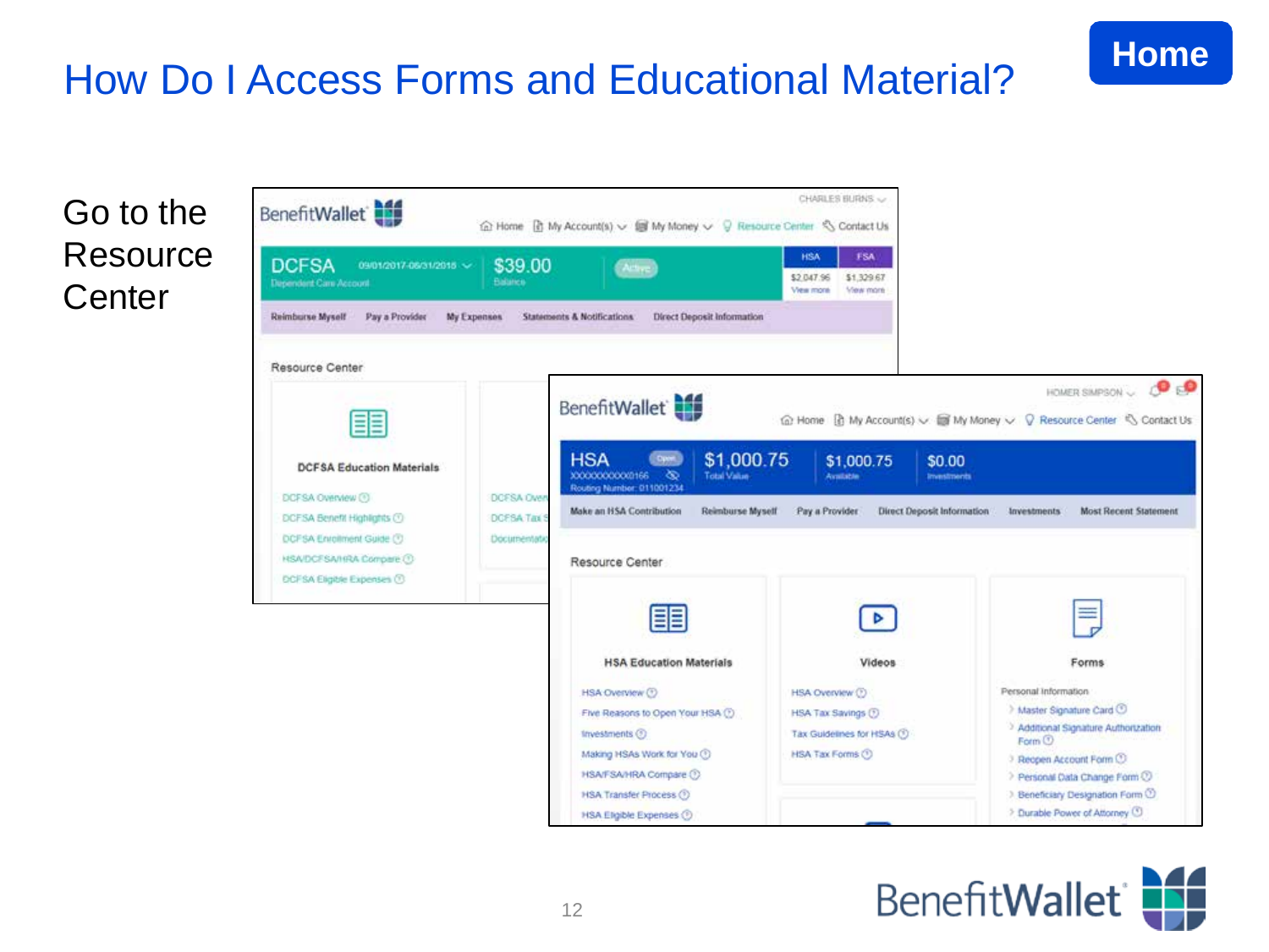# How Do I Access Forms and Educational Material?

Home

Go to the Resource Center

BenefitWallet

Home | My Account(s) | My Money | Resource Center | Contact Us

CHARLES BURNS

DCFSA 09/01/2017-08/31/2018 — Dependent Care Account — $39.00 Balance — Active

HSA $2,047.96 View more | FSA $1,329.67 View more

Reimburse Myself | Pay a Provider | My Expenses | Statements & Notifications | Direct Deposit Information

Resource Center

**DCFSA Education Materials**

- DCFSA Overview
- DCFSA Benefit Highlights
- DCFSA Enrollment Guide
- HSA/DCFSA/HRA Compare
- DCFSA Eligible Expenses

BenefitWallet

HOMER SIMPSON

Home | My Account(s) | My Money | Resource Center | Contact Us

HSA Open — XXXXXXXXXX0166 — Routing Number: 011001234 — $1,000.75 Total Value — $1,000.75 Available — $0.00 Investments

Make an HSA Contribution | Reimburse Myself | Pay a Provider | Direct Deposit Information | Investments | Most Recent Statement

Resource Center

**HSA Education Materials**

- HSA Overview
- Five Reasons to Open Your HSA
- Investments
- Making HSAs Work for You
- HSA/FSA/HRA Compare
- HSA Transfer Process
- HSA Eligible Expenses

**Videos**

- HSA Overview
- HSA Tax Savings
- Tax Guidelines for HSAs
- HSA Tax Forms

**Forms**

Personal Information

- Master Signature Card
- Additional Signature Authorization Form
- Reopen Account Form
- Personal Data Change Form
- Beneficiary Designation Form
- Durable Power of Attorney

BenefitWallet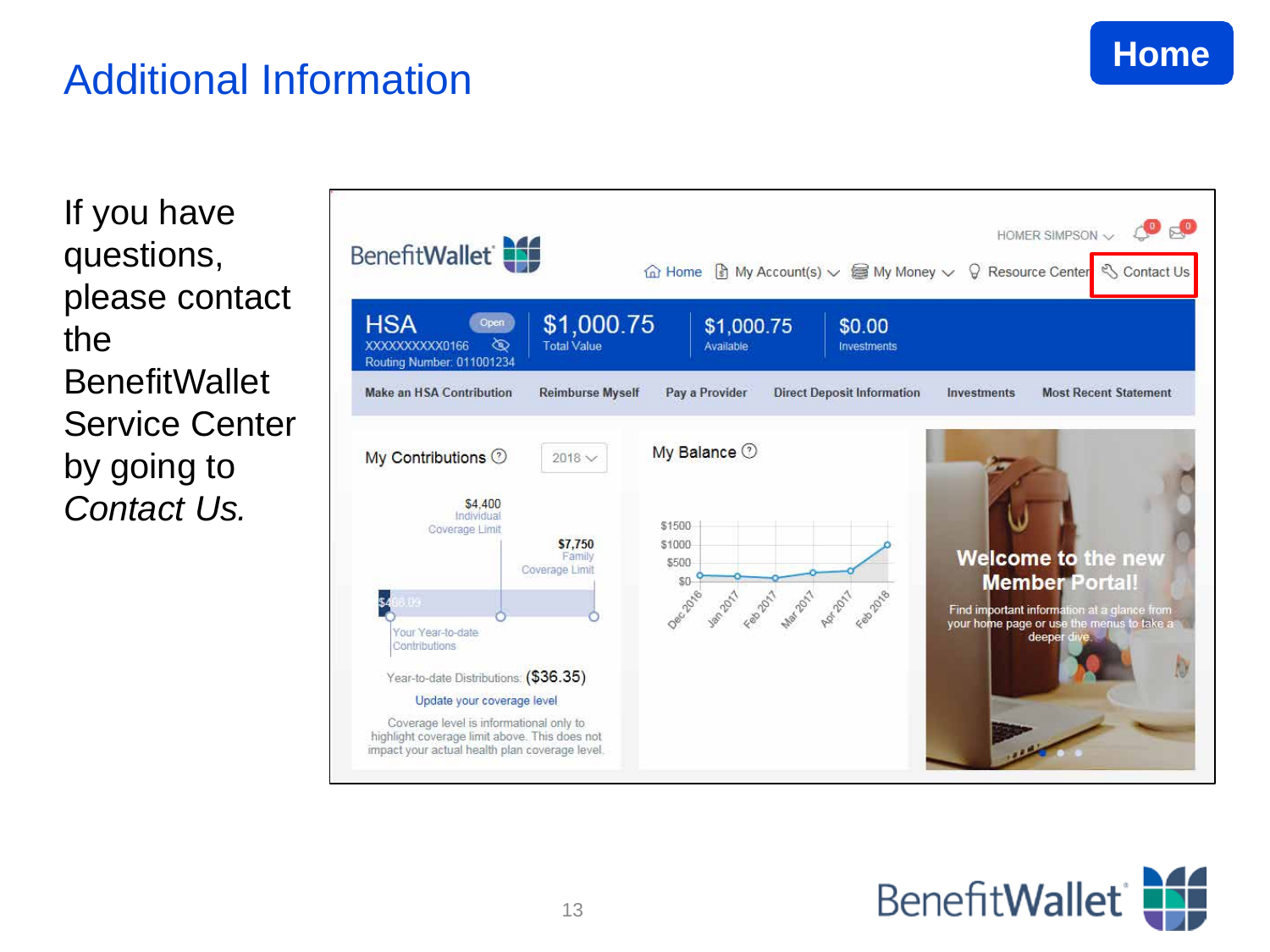# Additional Information

If you have questions, please contact the BenefitWallet Service Center by going to *Contact Us.*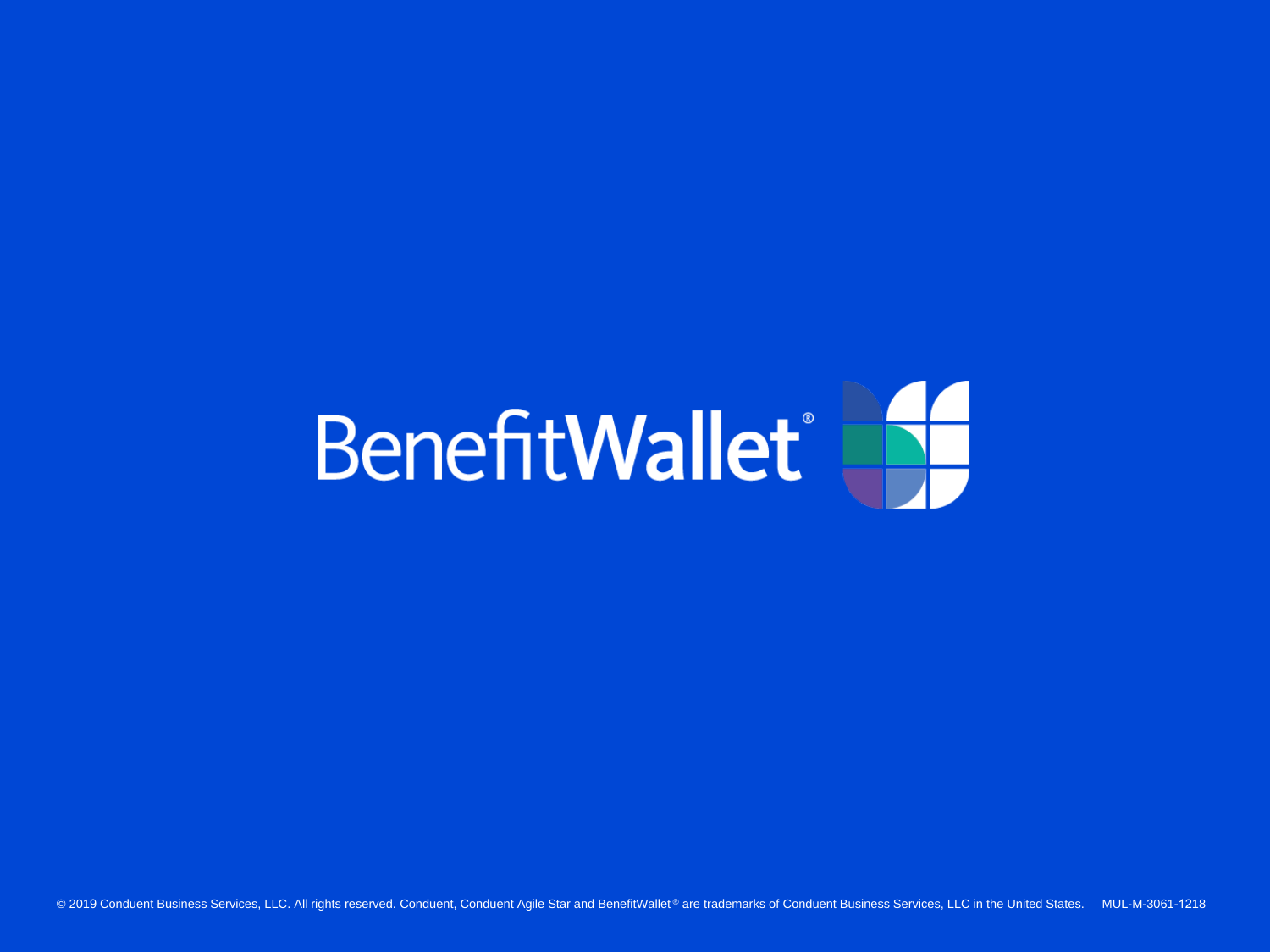BenefitWallet®

© 2019 Conduent Business Services, LLC. All rights reserved. Conduent, Conduent Agile Star and BenefitWallet® are trademarks of Conduent Business Services, LLC in the United States. MUL-M-3061-1218